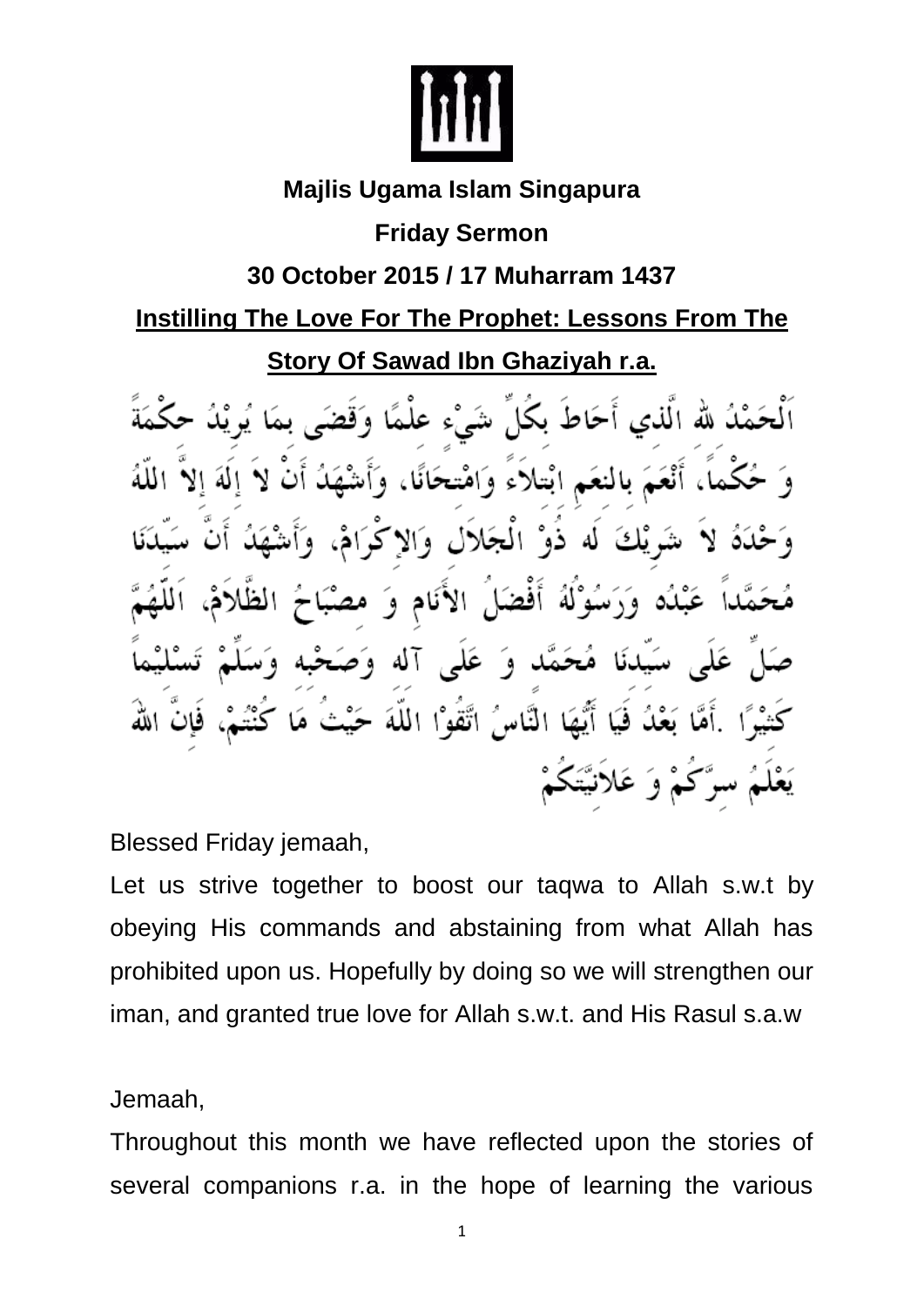**Majlis Ugama Islam Singapura**

**Friday Sermon**

**30 October 2015 / 17 Muharram 1437**

# Instilling The Love For The Prophet: Lessons From The Story Of Sawad Ibn Ghaziyah r.a.

اَلْحَمْدُ للهِ الَّذِي أَحَاطَ بِكُلِّ شَيْءٍ عِلْمًا وَقَضَى بِمَا يُرِيْدُ حِكْمَةً وَ حُكْماً، أَنْعَمَ بِالنِعَمِ ابْتِلاَءً وَامْتِحَانًا، وَأَشْهَدُ أَنْ لاَ إِلَهَ إِلاَّ اللّٰهُ وَحْدَهُ لاَ شَرِيْكَ لَه ذُوْ الْجَلاَلِ وَالإِكْرَامْ، وَأَشْهَدُ أَنَّ سَيِّدَنَا مُحَمَّداً عَبْدُه وَرَسُوْلُهُ أَفْضَلُ الأَنَامِ وَ مِصْبَاحُ الظَّلاَمْ، اَللّٰهُمَّ صَلِّ عَلَى سَيِّدِنَا مُحَمَّدٍ وَ عَلَى آلِه وَصَحْبِه وَسَلِّمْ تَسْلِيْماً كَثِيْرًا .أَمَّا بَعْدُ فَيَا أَيُّهَا النَّاسُ اتَّقُوْا اللّٰهَ حَيْثُ مَا كُنْتُمْ، فَإِنَّ اللهَ يَعْلَمُ سِرَّكُمْ وَ عَلاَنِيَّتَكُمْ

Blessed Friday jemaah,

Let us strive together to boost our taqwa to Allah s.w.t by obeying His commands and abstaining from what Allah has prohibited upon us. Hopefully by doing so we will strengthen our iman, and granted true love for Allah s.w.t. and His Rasul s.a.w

Jemaah,

Throughout this month we have reflected upon the stories of several companions r.a. in the hope of learning the various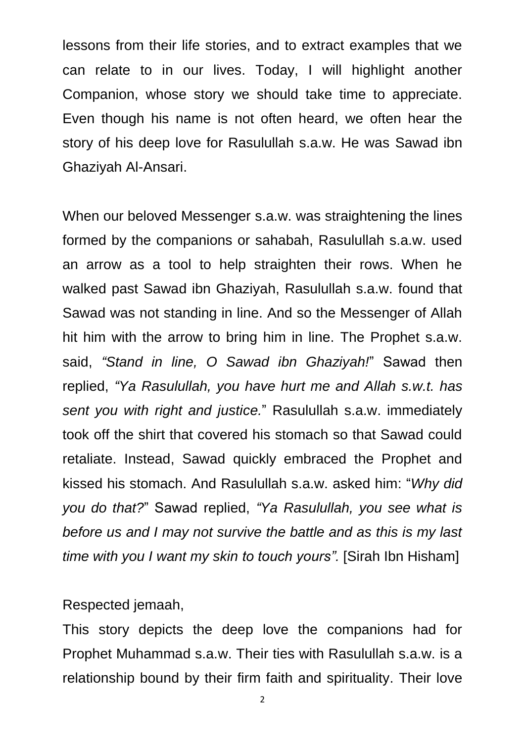lessons from their life stories, and to extract examples that we can relate to in our lives. Today, I will highlight another Companion, whose story we should take time to appreciate. Even though his name is not often heard, we often hear the story of his deep love for Rasulullah s.a.w. He was Sawad ibn Ghaziyah Al-Ansari.

When our beloved Messenger s.a.w. was straightening the lines formed by the companions or sahabah, Rasulullah s.a.w. used an arrow as a tool to help straighten their rows. When he walked past Sawad ibn Ghaziyah, Rasulullah s.a.w. found that Sawad was not standing in line. And so the Messenger of Allah hit him with the arrow to bring him in line. The Prophet s.a.w. said, *"Stand in line, O Sawad ibn Ghaziyah!"* Sawad then replied, *"Ya Rasulullah, you have hurt me and Allah s.w.t. has sent you with right and justice."* Rasulullah s.a.w. immediately took off the shirt that covered his stomach so that Sawad could retaliate. Instead, Sawad quickly embraced the Prophet and kissed his stomach. And Rasulullah s.a.w. asked him: "*Why did you do that?*" Sawad replied, *"Ya Rasulullah, you see what is before us and I may not survive the battle and as this is my last time with you I want my skin to touch yours".* [Sirah Ibn Hisham]

Respected jemaah,

This story depicts the deep love the companions had for Prophet Muhammad s.a.w. Their ties with Rasulullah s.a.w. is a relationship bound by their firm faith and spirituality. Their love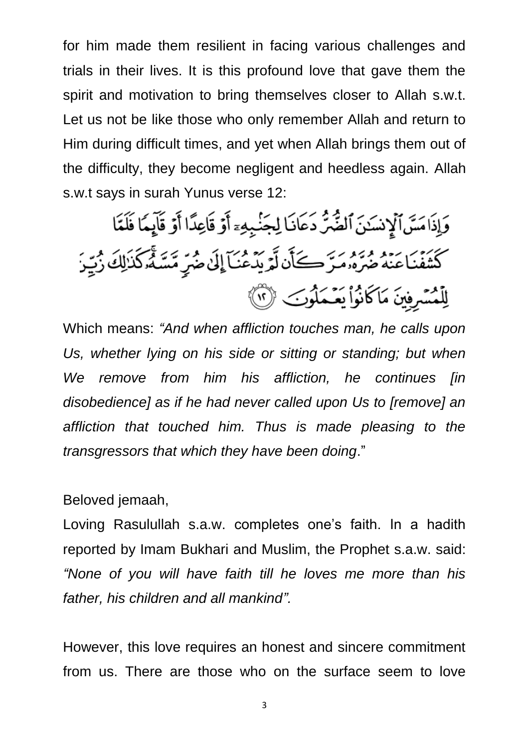for him made them resilient in facing various challenges and trials in their lives. It is this profound love that gave them the spirit and motivation to bring themselves closer to Allah s.w.t. Let us not be like those who only remember Allah and return to Him during difficult times, and yet when Allah brings them out of the difficulty, they become negligent and heedless again. Allah s.w.t says in surah Yunus verse 12:

وَإِذَا مَسَّ ٱلْإِنسَـٰنَ ٱلضُّرُّ دَعَانَا لِجَنۢبِهِۦٓ أَوْ قَاعِدًا أَوْ قَآئِمًا فَلَمَّا كَشَفْنَا عَنْهُ ضُرَّهُۥ مَرَّ كَأَن لَّمْ يَدْعُنَآ إِلَىٰ ضُرٍّ مَّسَّهُۥ ۚ كَذَٰلِكَ زُيِّنَ لِلْمُسْرِفِينَ مَا كَانُوا۟ يَعْمَلُونَ ﴿١٢﴾

Which means: *"And when affliction touches man, he calls upon Us, whether lying on his side or sitting or standing; but when We remove from him his affliction, he continues [in disobedience] as if he had never called upon Us to [remove] an affliction that touched him. Thus is made pleasing to the transgressors that which they have been doing*."

Beloved jemaah,

Loving Rasulullah s.a.w. completes one's faith. In a hadith reported by Imam Bukhari and Muslim, the Prophet s.a.w. said: *"None of you will have faith till he loves me more than his father, his children and all mankind".*

However, this love requires an honest and sincere commitment from us. There are those who on the surface seem to love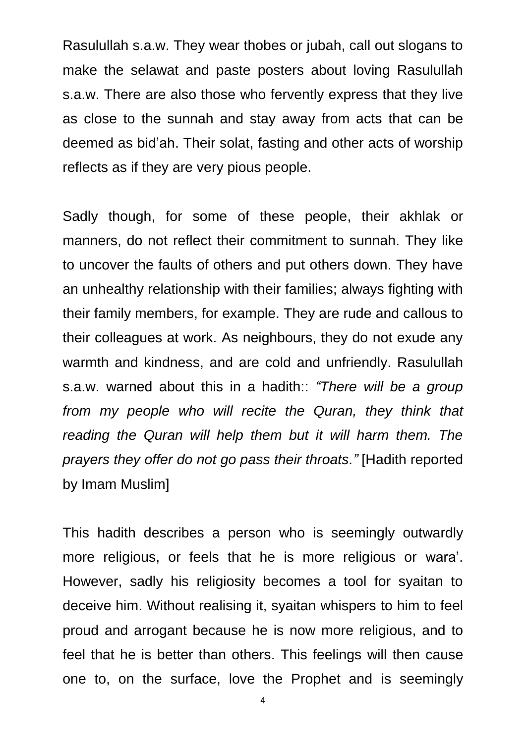Rasulullah s.a.w. They wear thobes or jubah, call out slogans to make the selawat and paste posters about loving Rasulullah s.a.w. There are also those who fervently express that they live as close to the sunnah and stay away from acts that can be deemed as bid'ah. Their solat, fasting and other acts of worship reflects as if they are very pious people.

Sadly though, for some of these people, their akhlak or manners, do not reflect their commitment to sunnah. They like to uncover the faults of others and put others down. They have an unhealthy relationship with their families; always fighting with their family members, for example. They are rude and callous to their colleagues at work. As neighbours, they do not exude any warmth and kindness, and are cold and unfriendly. Rasulullah s.a.w. warned about this in a hadith:: *"There will be a group from my people who will recite the Quran, they think that reading the Quran will help them but it will harm them. The prayers they offer do not go pass their throats."* [Hadith reported by Imam Muslim]

This hadith describes a person who is seemingly outwardly more religious, or feels that he is more religious or wara'. However, sadly his religiosity becomes a tool for syaitan to deceive him. Without realising it, syaitan whispers to him to feel proud and arrogant because he is now more religious, and to feel that he is better than others. This feelings will then cause one to, on the surface, love the Prophet and is seemingly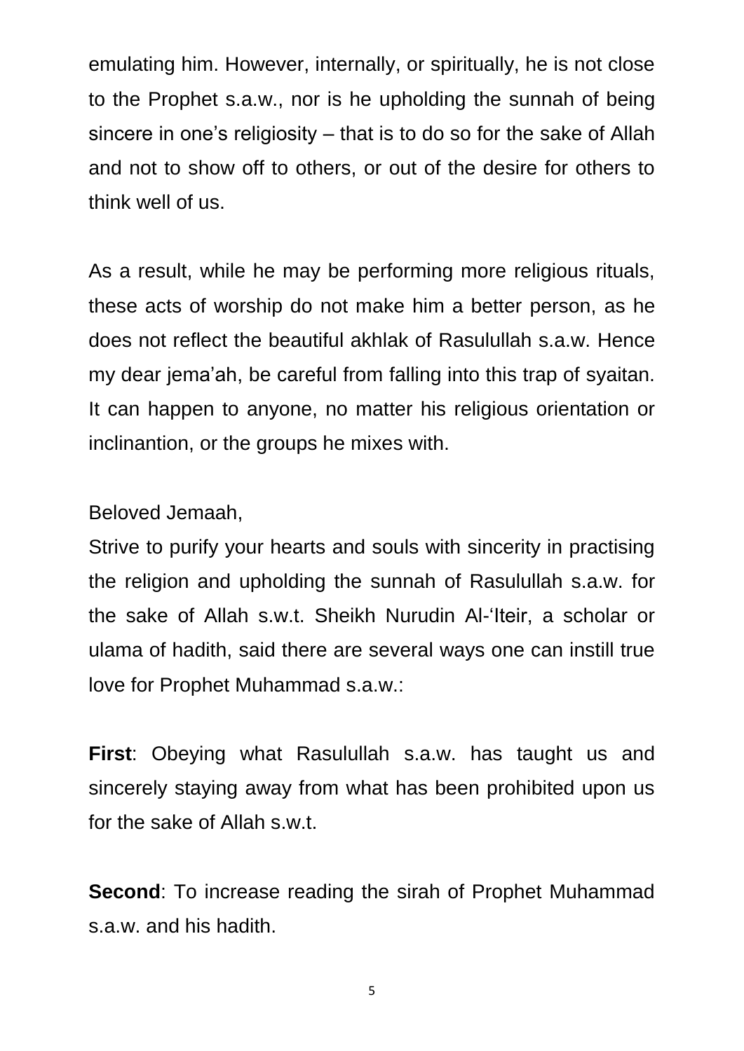emulating him. However, internally, or spiritually, he is not close to the Prophet s.a.w., nor is he upholding the sunnah of being sincere in one's religiosity – that is to do so for the sake of Allah and not to show off to others, or out of the desire for others to think well of us.

As a result, while he may be performing more religious rituals, these acts of worship do not make him a better person, as he does not reflect the beautiful akhlak of Rasulullah s.a.w. Hence my dear jema'ah, be careful from falling into this trap of syaitan. It can happen to anyone, no matter his religious orientation or inclinantion, or the groups he mixes with.

Beloved Jemaah,

Strive to purify your hearts and souls with sincerity in practising the religion and upholding the sunnah of Rasulullah s.a.w. for the sake of Allah s.w.t. Sheikh Nurudin Al-'Iteir, a scholar or ulama of hadith, said there are several ways one can instill true love for Prophet Muhammad s.a.w.:

**First**: Obeying what Rasulullah s.a.w. has taught us and sincerely staying away from what has been prohibited upon us for the sake of Allah s.w.t.

**Second**: To increase reading the sirah of Prophet Muhammad s.a.w. and his hadith.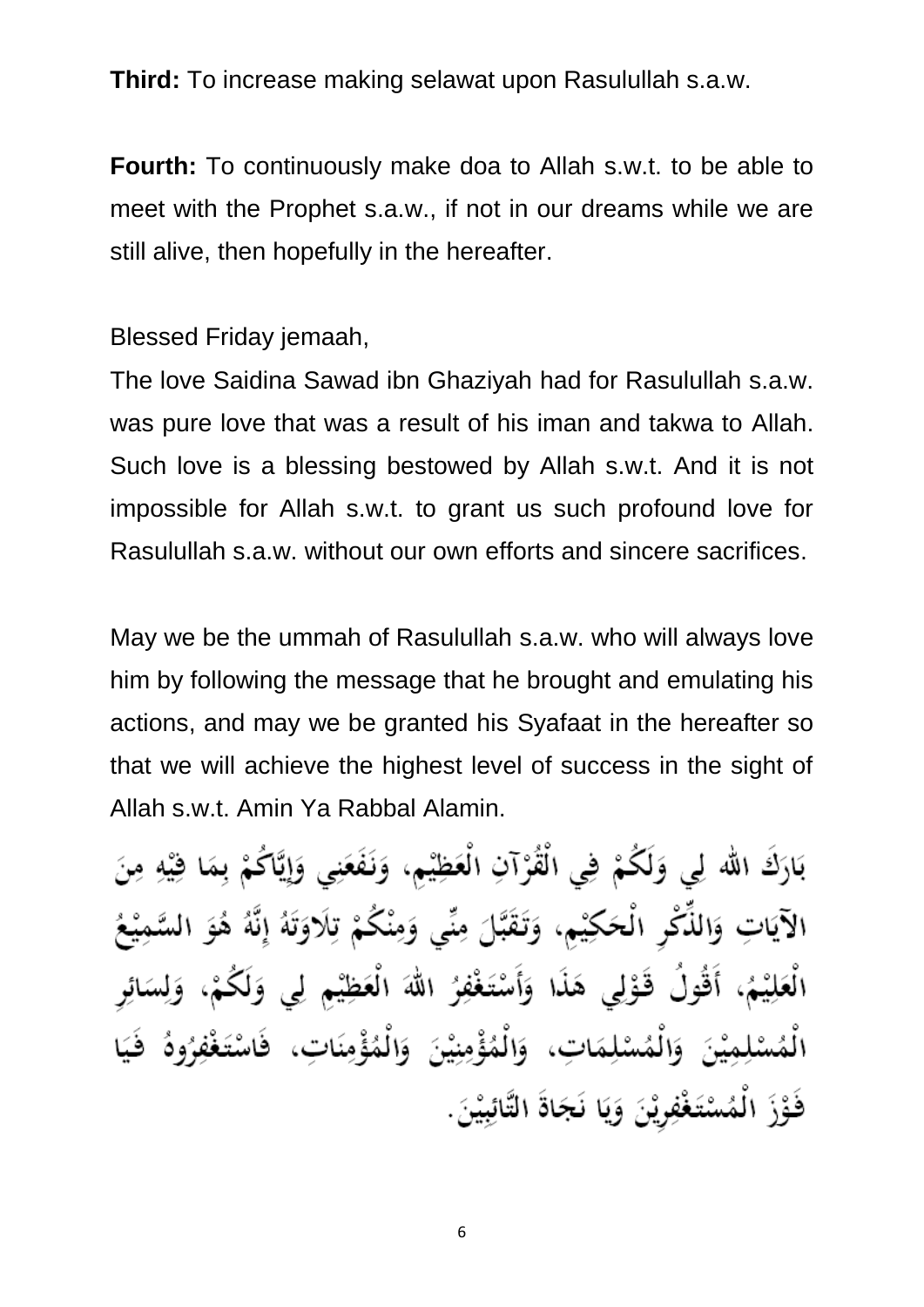**Third:** To increase making selawat upon Rasulullah s.a.w.

**Fourth:** To continuously make doa to Allah s.w.t. to be able to meet with the Prophet s.a.w., if not in our dreams while we are still alive, then hopefully in the hereafter.

Blessed Friday jemaah,

The love Saidina Sawad ibn Ghaziyah had for Rasulullah s.a.w. was pure love that was a result of his iman and takwa to Allah. Such love is a blessing bestowed by Allah s.w.t. And it is not impossible for Allah s.w.t. to grant us such profound love for Rasulullah s.a.w. without our own efforts and sincere sacrifices.

May we be the ummah of Rasulullah s.a.w. who will always love him by following the message that he brought and emulating his actions, and may we be granted his Syafaat in the hereafter so that we will achieve the highest level of success in the sight of Allah s.w.t. Amin Ya Rabbal Alamin.

بَارَكَ الله لِي وَلَكُمْ فِي الْقُرْآنِ الْعَظِيْمِ، وَنَفَعَنِي وَإِيَّاكُمْ بِمَا فِيْهِ مِنَ الآيَاتِ وَالذِّكْرِ الْحَكِيْمِ، وَتَقَبَّلَ مِنِّي وَمِنْكُمْ تِلَاوَتَهُ إِنَّهُ هُوَ السَّمِيْعُ الْعَلِيْمُ، أَقُولُ قَوْلِي هَذَا وَأَسْتَغْفِرُ اللهَ الْعَظِيْمَ لِي وَلَكُمْ، وَلِسَائِرِ الْمُسْلِمِيْنَ وَالْمُسْلِمَاتِ، وَالْمُؤْمِنِيْنَ وَالْمُؤْمِنَاتِ، فَاسْتَغْفِرُوهُ فَيَا فَوْزَ الْمُسْتَغْفِرِيْنَ وَيَا نَجَاةَ التَّائِبِيْنَ.